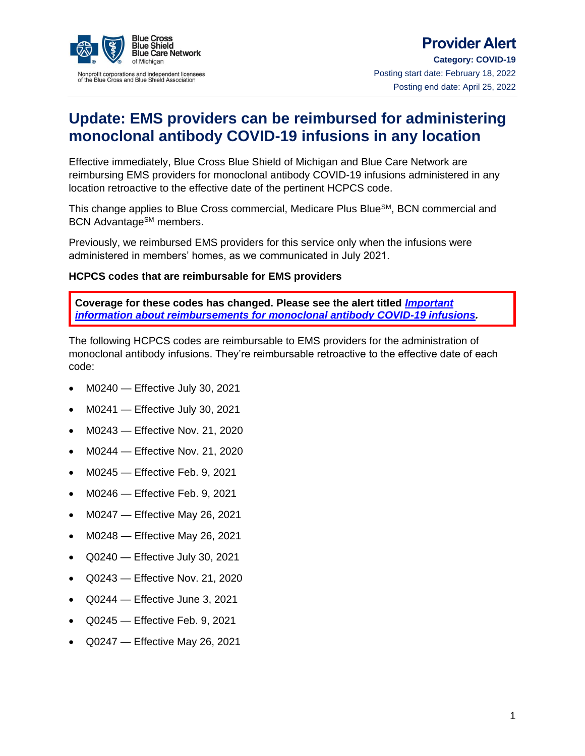Blue Cross Blue Shield Blue Care Network of Michigan

Nonprofit corporations and independent licensees of the Blue Cross and Blue Shield Association

**Provider Alert**

**Category: COVID-19**

Posting start date: February 18, 2022

Posting end date: April 25, 2022

# Update: EMS providers can be reimbursed for administering monoclonal antibody COVID-19 infusions in any location

Effective immediately, Blue Cross Blue Shield of Michigan and Blue Care Network are reimbursing EMS providers for monoclonal antibody COVID-19 infusions administered in any location retroactive to the effective date of the pertinent HCPCS code.

This change applies to Blue Cross commercial, Medicare Plus Blue[SM], BCN commercial and BCN Advantage[SM] members.

Previously, we reimbursed EMS providers for this service only when the infusions were administered in members' homes, as we communicated in July 2021.

**HCPCS codes that are reimbursable for EMS providers**

**Coverage for these codes has changed. Please see the alert titled *Important information about reimbursements for monoclonal antibody COVID-19 infusions*.**

The following HCPCS codes are reimbursable to EMS providers for the administration of monoclonal antibody infusions. They're reimbursable retroactive to the effective date of each code:

- M0240 — Effective July 30, 2021
- M0241 — Effective July 30, 2021
- M0243 — Effective Nov. 21, 2020
- M0244 — Effective Nov. 21, 2020
- M0245 — Effective Feb. 9, 2021
- M0246 — Effective Feb. 9, 2021
- M0247 — Effective May 26, 2021
- M0248 — Effective May 26, 2021
- Q0240 — Effective July 30, 2021
- Q0243 — Effective Nov. 21, 2020
- Q0244 — Effective June 3, 2021
- Q0245 — Effective Feb. 9, 2021
- Q0247 — Effective May 26, 2021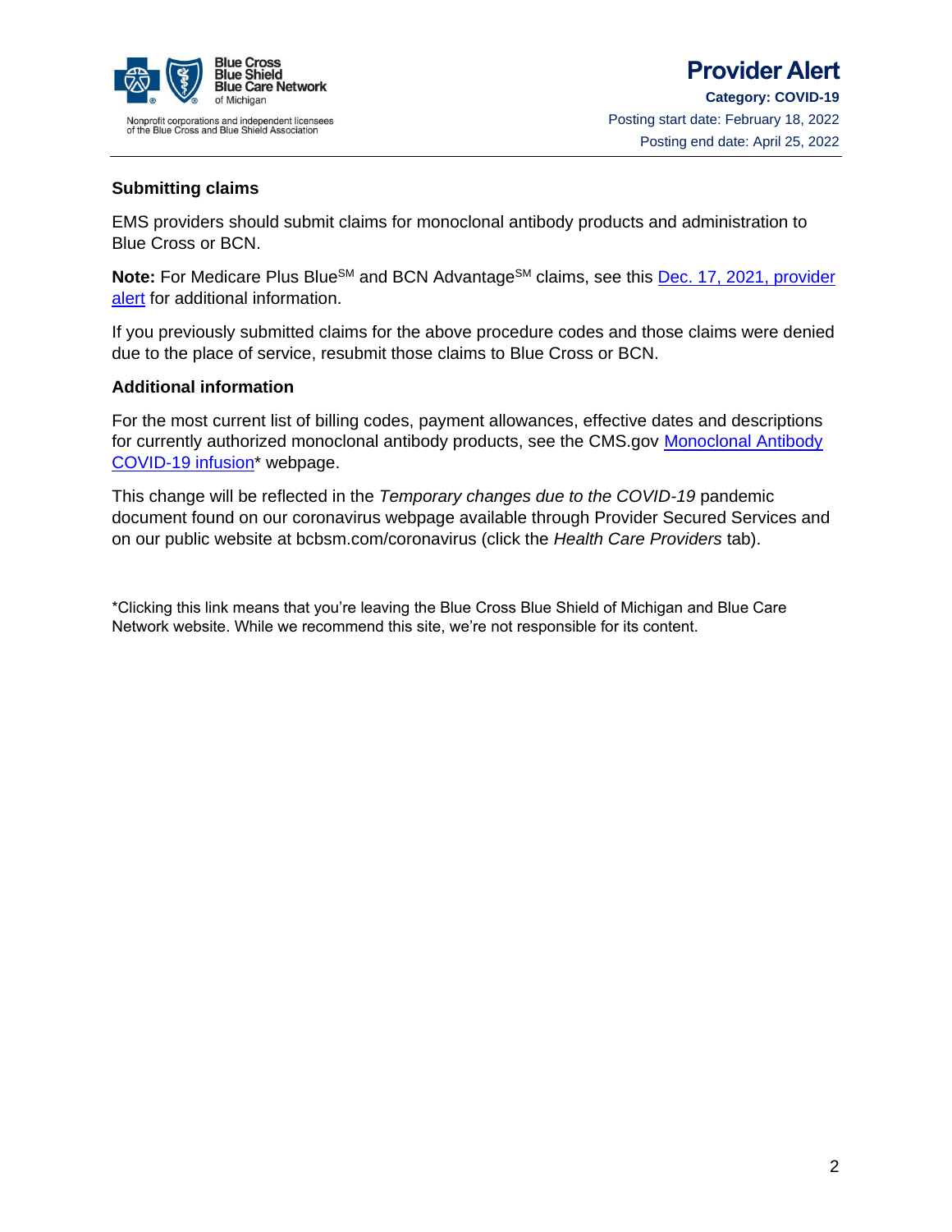## Submitting claims

EMS providers should submit claims for monoclonal antibody products and administration to Blue Cross or BCN.

**Note:** For Medicare Plus Blue[SM] and BCN Advantage[SM] claims, see this Dec. 17, 2021, provider alert for additional information.

If you previously submitted claims for the above procedure codes and those claims were denied due to the place of service, resubmit those claims to Blue Cross or BCN.

## Additional information

For the most current list of billing codes, payment allowances, effective dates and descriptions for currently authorized monoclonal antibody products, see the CMS.gov Monoclonal Antibody COVID-19 infusion* webpage.

This change will be reflected in the *Temporary changes due to the COVID-19* pandemic document found on our coronavirus webpage available through Provider Secured Services and on our public website at bcbsm.com/coronavirus (click the *Health Care Providers* tab).

*Clicking this link means that you're leaving the Blue Cross Blue Shield of Michigan and Blue Care Network website. While we recommend this site, we're not responsible for its content.